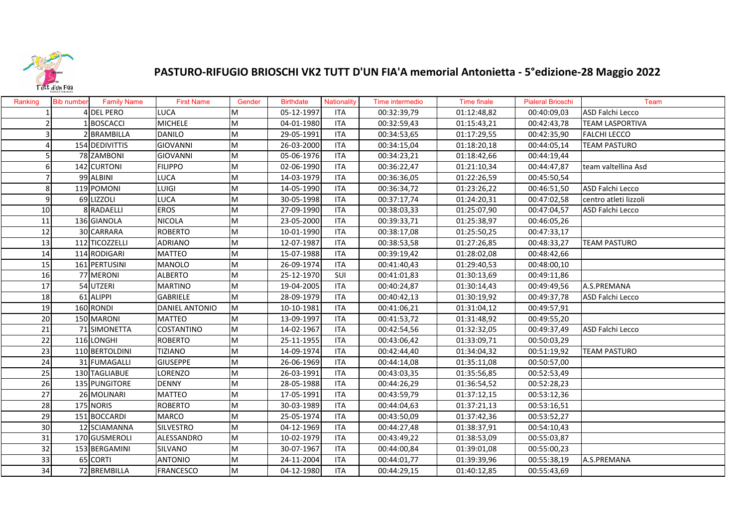# PASTURO-RIFUGIO BRIOSCHI VK2 TUTT D'UN FIA'A memorial Antonietta - 5°edizione-28 Maggio 2022

| Ranking | Bib number | Family Name | First Name | Gender | Birthdate | Nationality | Time intermedio | Time finale | Pialeral Brioschi | Team |
|---|---|---|---|---|---|---|---|---|---|---|
| 1 | 4 | DEL PERO | LUCA | M | 05-12-1997 | ITA | 00:32:39,79 | 01:12:48,82 | 00:40:09,03 | ASD Falchi Lecco |
| 2 | 1 | BOSCACCI | MICHELE | M | 04-01-1980 | ITA | 00:32:59,43 | 01:15:43,21 | 00:42:43,78 | TEAM LASPORTIVA |
| 3 | 2 | BRAMBILLA | DANILO | M | 29-05-1991 | ITA | 00:34:53,65 | 01:17:29,55 | 00:42:35,90 | FALCHI LECCO |
| 4 | 154 | DEDIVITTIS | GIOVANNI | M | 26-03-2000 | ITA | 00:34:15,04 | 01:18:20,18 | 00:44:05,14 | TEAM PASTURO |
| 5 | 78 | ZAMBONI | GIOVANNI | M | 05-06-1976 | ITA | 00:34:23,21 | 01:18:42,66 | 00:44:19,44 | |
| 6 | 142 | CURTONI | FILIPPO | M | 02-06-1990 | ITA | 00:36:22,47 | 01:21:10,34 | 00:44:47,87 | team valtellina Asd |
| 7 | 99 | ALBINI | LUCA | M | 14-03-1979 | ITA | 00:36:36,05 | 01:22:26,59 | 00:45:50,54 | |
| 8 | 119 | POMONI | LUIGI | M | 14-05-1990 | ITA | 00:36:34,72 | 01:23:26,22 | 00:46:51,50 | ASD Falchi Lecco |
| 9 | 69 | LIZZOLI | LUCA | M | 30-05-1998 | ITA | 00:37:17,74 | 01:24:20,31 | 00:47:02,58 | centro atleti lizzoli |
| 10 | 8 | RADAELLI | EROS | M | 27-09-1990 | ITA | 00:38:03,33 | 01:25:07,90 | 00:47:04,57 | ASD Falchi Lecco |
| 11 | 136 | GIANOLA | NICOLA | M | 23-05-2000 | ITA | 00:39:33,71 | 01:25:38,97 | 00:46:05,26 | |
| 12 | 30 | CARRARA | ROBERTO | M | 10-01-1990 | ITA | 00:38:17,08 | 01:25:50,25 | 00:47:33,17 | |
| 13 | 112 | TICOZZELLI | ADRIANO | M | 12-07-1987 | ITA | 00:38:53,58 | 01:27:26,85 | 00:48:33,27 | TEAM PASTURO |
| 14 | 114 | RODIGARI | MATTEO | M | 15-07-1988 | ITA | 00:39:19,42 | 01:28:02,08 | 00:48:42,66 | |
| 15 | 161 | PERTUSINI | MANOLO | M | 26-09-1974 | ITA | 00:41:40,43 | 01:29:40,53 | 00:48:00,10 | |
| 16 | 77 | MERONI | ALBERTO | M | 25-12-1970 | SUI | 00:41:01,83 | 01:30:13,69 | 00:49:11,86 | |
| 17 | 54 | UTZERI | MARTINO | M | 19-04-2005 | ITA | 00:40:24,87 | 01:30:14,43 | 00:49:49,56 | A.S.PREMANA |
| 18 | 61 | ALIPPI | GABRIELE | M | 28-09-1979 | ITA | 00:40:42,13 | 01:30:19,92 | 00:49:37,78 | ASD Falchi Lecco |
| 19 | 160 | RONDI | DANIEL ANTONIO | M | 10-10-1981 | ITA | 00:41:06,21 | 01:31:04,12 | 00:49:57,91 | |
| 20 | 150 | MARONI | MATTEO | M | 13-09-1997 | ITA | 00:41:53,72 | 01:31:48,92 | 00:49:55,20 | |
| 21 | 71 | SIMONETTA | COSTANTINO | M | 14-02-1967 | ITA | 00:42:54,56 | 01:32:32,05 | 00:49:37,49 | ASD Falchi Lecco |
| 22 | 116 | LONGHI | ROBERTO | M | 25-11-1955 | ITA | 00:43:06,42 | 01:33:09,71 | 00:50:03,29 | |
| 23 | 110 | BERTOLDINI | TIZIANO | M | 14-09-1974 | ITA | 00:42:44,40 | 01:34:04,32 | 00:51:19,92 | TEAM PASTURO |
| 24 | 31 | FUMAGALLI | GIUSEPPE | M | 26-06-1969 | ITA | 00:44:14,08 | 01:35:11,08 | 00:50:57,00 | |
| 25 | 130 | TAGLIABUE | LORENZO | M | 26-03-1991 | ITA | 00:43:03,35 | 01:35:56,85 | 00:52:53,49 | |
| 26 | 135 | PUNGITORE | DENNY | M | 28-05-1988 | ITA | 00:44:26,29 | 01:36:54,52 | 00:52:28,23 | |
| 27 | 26 | MOLINARI | MATTEO | M | 17-05-1991 | ITA | 00:43:59,79 | 01:37:12,15 | 00:53:12,36 | |
| 28 | 175 | NORIS | ROBERTO | M | 30-03-1989 | ITA | 00:44:04,63 | 01:37:21,13 | 00:53:16,51 | |
| 29 | 151 | BOCCARDI | MARCO | M | 25-05-1974 | ITA | 00:43:50,09 | 01:37:42,36 | 00:53:52,27 | |
| 30 | 12 | SCIAMANNA | SILVESTRO | M | 04-12-1969 | ITA | 00:44:27,48 | 01:38:37,91 | 00:54:10,43 | |
| 31 | 170 | GUSMEROLI | ALESSANDRO | M | 10-02-1979 | ITA | 00:43:49,22 | 01:38:53,09 | 00:55:03,87 | |
| 32 | 153 | BERGAMINI | SILVANO | M | 30-07-1967 | ITA | 00:44:00,84 | 01:39:01,08 | 00:55:00,23 | |
| 33 | 65 | CORTI | ANTONIO | M | 24-11-2004 | ITA | 00:44:01,77 | 01:39:39,96 | 00:55:38,19 | A.S.PREMANA |
| 34 | 72 | BREMBILLA | FRANCESCO | M | 04-12-1980 | ITA | 00:44:29,15 | 01:40:12,85 | 00:55:43,69 | |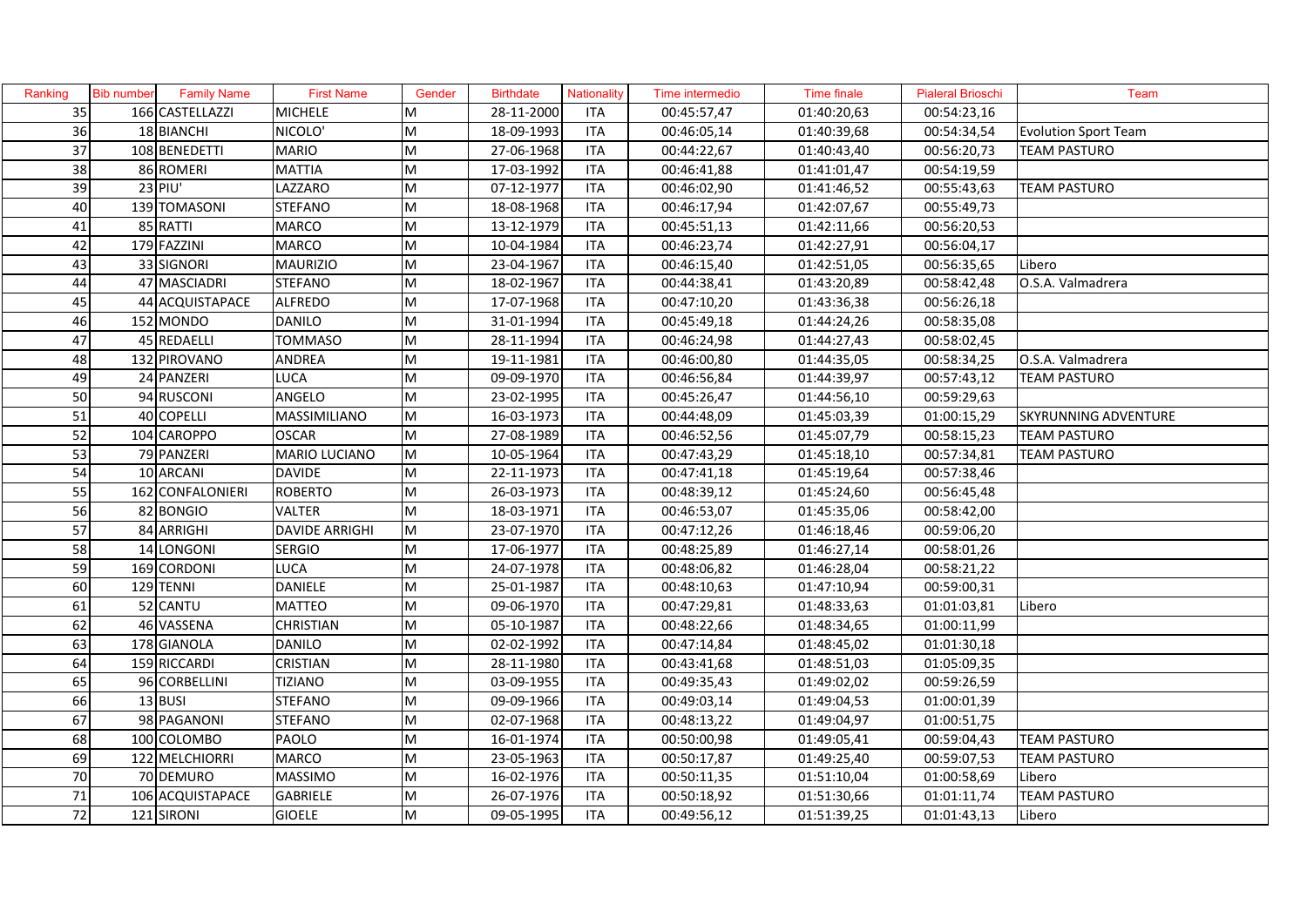| Ranking | Bib number | Family Name | First Name | Gender | Birthdate | Nationality | Time intermedio | Time finale | Pialeral Brioschi | Team |
|---|---|---|---|---|---|---|---|---|---|---|
| 35 | 166 | CASTELLAZZI | MICHELE | M | 28-11-2000 | ITA | 00:45:57,47 | 01:40:20,63 | 00:54:23,16 | |
| 36 | 18 | BIANCHI | NICOLO' | M | 18-09-1993 | ITA | 00:46:05,14 | 01:40:39,68 | 00:54:34,54 | Evolution Sport Team |
| 37 | 108 | BENEDETTI | MARIO | M | 27-06-1968 | ITA | 00:44:22,67 | 01:40:43,40 | 00:56:20,73 | TEAM PASTURO |
| 38 | 86 | ROMERI | MATTIA | M | 17-03-1992 | ITA | 00:46:41,88 | 01:41:01,47 | 00:54:19,59 | |
| 39 | 23 | PIU' | LAZZARO | M | 07-12-1977 | ITA | 00:46:02,90 | 01:41:46,52 | 00:55:43,63 | TEAM PASTURO |
| 40 | 139 | TOMASONI | STEFANO | M | 18-08-1968 | ITA | 00:46:17,94 | 01:42:07,67 | 00:55:49,73 | |
| 41 | 85 | RATTI | MARCO | M | 13-12-1979 | ITA | 00:45:51,13 | 01:42:11,66 | 00:56:20,53 | |
| 42 | 179 | FAZZINI | MARCO | M | 10-04-1984 | ITA | 00:46:23,74 | 01:42:27,91 | 00:56:04,17 | |
| 43 | 33 | SIGNORI | MAURIZIO | M | 23-04-1967 | ITA | 00:46:15,40 | 01:42:51,05 | 00:56:35,65 | Libero |
| 44 | 47 | MASCIADRI | STEFANO | M | 18-02-1967 | ITA | 00:44:38,41 | 01:43:20,89 | 00:58:42,48 | O.S.A. Valmadrera |
| 45 | 44 | ACQUISTAPACE | ALFREDO | M | 17-07-1968 | ITA | 00:47:10,20 | 01:43:36,38 | 00:56:26,18 | |
| 46 | 152 | MONDO | DANILO | M | 31-01-1994 | ITA | 00:45:49,18 | 01:44:24,26 | 00:58:35,08 | |
| 47 | 45 | REDAELLI | TOMMASO | M | 28-11-1994 | ITA | 00:46:24,98 | 01:44:27,43 | 00:58:02,45 | |
| 48 | 132 | PIROVANO | ANDREA | M | 19-11-1981 | ITA | 00:46:00,80 | 01:44:35,05 | 00:58:34,25 | O.S.A. Valmadrera |
| 49 | 24 | PANZERI | LUCA | M | 09-09-1970 | ITA | 00:46:56,84 | 01:44:39,97 | 00:57:43,12 | TEAM PASTURO |
| 50 | 94 | RUSCONI | ANGELO | M | 23-02-1995 | ITA | 00:45:26,47 | 01:44:56,10 | 00:59:29,63 | |
| 51 | 40 | COPELLI | MASSIMILIANO | M | 16-03-1973 | ITA | 00:44:48,09 | 01:45:03,39 | 01:00:15,29 | SKYRUNNING ADVENTURE |
| 52 | 104 | CAROPPO | OSCAR | M | 27-08-1989 | ITA | 00:46:52,56 | 01:45:07,79 | 00:58:15,23 | TEAM PASTURO |
| 53 | 79 | PANZERI | MARIO LUCIANO | M | 10-05-1964 | ITA | 00:47:43,29 | 01:45:18,10 | 00:57:34,81 | TEAM PASTURO |
| 54 | 10 | ARCANI | DAVIDE | M | 22-11-1973 | ITA | 00:47:41,18 | 01:45:19,64 | 00:57:38,46 | |
| 55 | 162 | CONFALONIERI | ROBERTO | M | 26-03-1973 | ITA | 00:48:39,12 | 01:45:24,60 | 00:56:45,48 | |
| 56 | 82 | BONGIO | VALTER | M | 18-03-1971 | ITA | 00:46:53,07 | 01:45:35,06 | 00:58:42,00 | |
| 57 | 84 | ARRIGHI | DAVIDE ARRIGHI | M | 23-07-1970 | ITA | 00:47:12,26 | 01:46:18,46 | 00:59:06,20 | |
| 58 | 14 | LONGONI | SERGIO | M | 17-06-1977 | ITA | 00:48:25,89 | 01:46:27,14 | 00:58:01,26 | |
| 59 | 169 | CORDONI | LUCA | M | 24-07-1978 | ITA | 00:48:06,82 | 01:46:28,04 | 00:58:21,22 | |
| 60 | 129 | TENNI | DANIELE | M | 25-01-1987 | ITA | 00:48:10,63 | 01:47:10,94 | 00:59:00,31 | |
| 61 | 52 | CANTU | MATTEO | M | 09-06-1970 | ITA | 00:47:29,81 | 01:48:33,63 | 01:01:03,81 | Libero |
| 62 | 46 | VASSENA | CHRISTIAN | M | 05-10-1987 | ITA | 00:48:22,66 | 01:48:34,65 | 01:00:11,99 | |
| 63 | 178 | GIANOLA | DANILO | M | 02-02-1992 | ITA | 00:47:14,84 | 01:48:45,02 | 01:01:30,18 | |
| 64 | 159 | RICCARDI | CRISTIAN | M | 28-11-1980 | ITA | 00:43:41,68 | 01:48:51,03 | 01:05:09,35 | |
| 65 | 96 | CORBELLINI | TIZIANO | M | 03-09-1955 | ITA | 00:49:35,43 | 01:49:02,02 | 00:59:26,59 | |
| 66 | 13 | BUSI | STEFANO | M | 09-09-1966 | ITA | 00:49:03,14 | 01:49:04,53 | 01:00:01,39 | |
| 67 | 98 | PAGANONI | STEFANO | M | 02-07-1968 | ITA | 00:48:13,22 | 01:49:04,97 | 01:00:51,75 | |
| 68 | 100 | COLOMBO | PAOLO | M | 16-01-1974 | ITA | 00:50:00,98 | 01:49:05,41 | 00:59:04,43 | TEAM PASTURO |
| 69 | 122 | MELCHIORRI | MARCO | M | 23-05-1963 | ITA | 00:50:17,87 | 01:49:25,40 | 00:59:07,53 | TEAM PASTURO |
| 70 | 70 | DEMURO | MASSIMO | M | 16-02-1976 | ITA | 00:50:11,35 | 01:51:10,04 | 01:00:58,69 | Libero |
| 71 | 106 | ACQUISTAPACE | GABRIELE | M | 26-07-1976 | ITA | 00:50:18,92 | 01:51:30,66 | 01:01:11,74 | TEAM PASTURO |
| 72 | 121 | SIRONI | GIOELE | M | 09-05-1995 | ITA | 00:49:56,12 | 01:51:39,25 | 01:01:43,13 | Libero |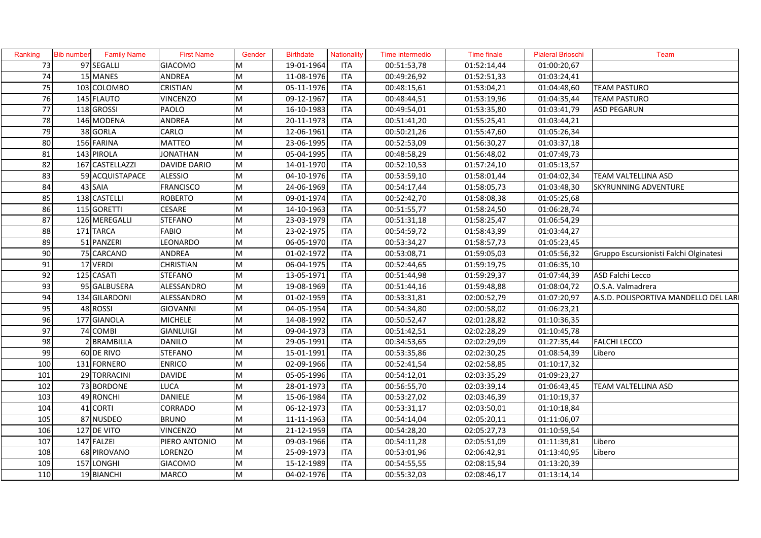| Ranking | Bib number | Family Name | First Name | Gender | Birthdate | Nationality | Time intermedio | Time finale | Pialeral Brioschi | Team |
|---|---|---|---|---|---|---|---|---|---|---|
| 73 | 97 | SEGALLI | GIACOMO | M | 19-01-1964 | ITA | 00:51:53,78 | 01:52:14,44 | 01:00:20,67 | |
| 74 | 15 | MANES | ANDREA | M | 11-08-1976 | ITA | 00:49:26,92 | 01:52:51,33 | 01:03:24,41 | |
| 75 | 103 | COLOMBO | CRISTIAN | M | 05-11-1976 | ITA | 00:48:15,61 | 01:53:04,21 | 01:04:48,60 | TEAM PASTURO |
| 76 | 145 | FLAUTO | VINCENZO | M | 09-12-1967 | ITA | 00:48:44,51 | 01:53:19,96 | 01:04:35,44 | TEAM PASTURO |
| 77 | 118 | GROSSI | PAOLO | M | 16-10-1983 | ITA | 00:49:54,01 | 01:53:35,80 | 01:03:41,79 | ASD PEGARUN |
| 78 | 146 | MODENA | ANDREA | M | 20-11-1973 | ITA | 00:51:41,20 | 01:55:25,41 | 01:03:44,21 | |
| 79 | 38 | GORLA | CARLO | M | 12-06-1961 | ITA | 00:50:21,26 | 01:55:47,60 | 01:05:26,34 | |
| 80 | 156 | FARINA | MATTEO | M | 23-06-1995 | ITA | 00:52:53,09 | 01:56:30,27 | 01:03:37,18 | |
| 81 | 143 | PIROLA | JONATHAN | M | 05-04-1995 | ITA | 00:48:58,29 | 01:56:48,02 | 01:07:49,73 | |
| 82 | 167 | CASTELLAZZI | DAVIDE DARIO | M | 14-01-1970 | ITA | 00:52:10,53 | 01:57:24,10 | 01:05:13,57 | |
| 83 | 59 | ACQUISTAPACE | ALESSIO | M | 04-10-1976 | ITA | 00:53:59,10 | 01:58:01,44 | 01:04:02,34 | TEAM VALTELLINA ASD |
| 84 | 43 | SAIA | FRANCISCO | M | 24-06-1969 | ITA | 00:54:17,44 | 01:58:05,73 | 01:03:48,30 | SKYRUNNING ADVENTURE |
| 85 | 138 | CASTELLI | ROBERTO | M | 09-01-1974 | ITA | 00:52:42,70 | 01:58:08,38 | 01:05:25,68 | |
| 86 | 115 | GORETTI | CESARE | M | 14-10-1963 | ITA | 00:51:55,77 | 01:58:24,50 | 01:06:28,74 | |
| 87 | 126 | MEREGALLI | STEFANO | M | 23-03-1979 | ITA | 00:51:31,18 | 01:58:25,47 | 01:06:54,29 | |
| 88 | 171 | TARCA | FABIO | M | 23-02-1975 | ITA | 00:54:59,72 | 01:58:43,99 | 01:03:44,27 | |
| 89 | 51 | PANZERI | LEONARDO | M | 06-05-1970 | ITA | 00:53:34,27 | 01:58:57,73 | 01:05:23,45 | |
| 90 | 75 | CARCANO | ANDREA | M | 01-02-1972 | ITA | 00:53:08,71 | 01:59:05,03 | 01:05:56,32 | Gruppo Escursionisti Falchi Olginatesi |
| 91 | 17 | VERDI | CHRISTIAN | M | 06-04-1975 | ITA | 00:52:44,65 | 01:59:19,75 | 01:06:35,10 | |
| 92 | 125 | CASATI | STEFANO | M | 13-05-1971 | ITA | 00:51:44,98 | 01:59:29,37 | 01:07:44,39 | ASD Falchi Lecco |
| 93 | 95 | GALBUSERA | ALESSANDRO | M | 19-08-1969 | ITA | 00:51:44,16 | 01:59:48,88 | 01:08:04,72 | O.S.A. Valmadrera |
| 94 | 134 | GILARDONI | ALESSANDRO | M | 01-02-1959 | ITA | 00:53:31,81 | 02:00:52,79 | 01:07:20,97 | A.S.D. POLISPORTIVA MANDELLO DEL LARI |
| 95 | 48 | ROSSI | GIOVANNI | M | 04-05-1954 | ITA | 00:54:34,80 | 02:00:58,02 | 01:06:23,21 | |
| 96 | 177 | GIANOLA | MICHELE | M | 14-08-1992 | ITA | 00:50:52,47 | 02:01:28,82 | 01:10:36,35 | |
| 97 | 74 | COMBI | GIANLUIGI | M | 09-04-1973 | ITA | 00:51:42,51 | 02:02:28,29 | 01:10:45,78 | |
| 98 | 2 | BRAMBILLA | DANILO | M | 29-05-1991 | ITA | 00:34:53,65 | 02:02:29,09 | 01:27:35,44 | FALCHI LECCO |
| 99 | 60 | DE RIVO | STEFANO | M | 15-01-1991 | ITA | 00:53:35,86 | 02:02:30,25 | 01:08:54,39 | Libero |
| 100 | 131 | FORNERO | ENRICO | M | 02-09-1966 | ITA | 00:52:41,54 | 02:02:58,85 | 01:10:17,32 | |
| 101 | 29 | TORRACINI | DAVIDE | M | 05-05-1996 | ITA | 00:54:12,01 | 02:03:35,29 | 01:09:23,27 | |
| 102 | 73 | BORDONE | LUCA | M | 28-01-1973 | ITA | 00:56:55,70 | 02:03:39,14 | 01:06:43,45 | TEAM VALTELLINA ASD |
| 103 | 49 | RONCHI | DANIELE | M | 15-06-1984 | ITA | 00:53:27,02 | 02:03:46,39 | 01:10:19,37 | |
| 104 | 41 | CORTI | CORRADO | M | 06-12-1973 | ITA | 00:53:31,17 | 02:03:50,01 | 01:10:18,84 | |
| 105 | 87 | NUSDEO | BRUNO | M | 11-11-1963 | ITA | 00:54:14,04 | 02:05:20,11 | 01:11:06,07 | |
| 106 | 127 | DE VITO | VINCENZO | M | 21-12-1959 | ITA | 00:54:28,20 | 02:05:27,73 | 01:10:59,54 | |
| 107 | 147 | FALZEI | PIERO ANTONIO | M | 09-03-1966 | ITA | 00:54:11,28 | 02:05:51,09 | 01:11:39,81 | Libero |
| 108 | 68 | PIROVANO | LORENZO | M | 25-09-1973 | ITA | 00:53:01,96 | 02:06:42,91 | 01:13:40,95 | Libero |
| 109 | 157 | LONGHI | GIACOMO | M | 15-12-1989 | ITA | 00:54:55,55 | 02:08:15,94 | 01:13:20,39 | |
| 110 | 19 | BIANCHI | MARCO | M | 04-02-1976 | ITA | 00:55:32,03 | 02:08:46,17 | 01:13:14,14 | |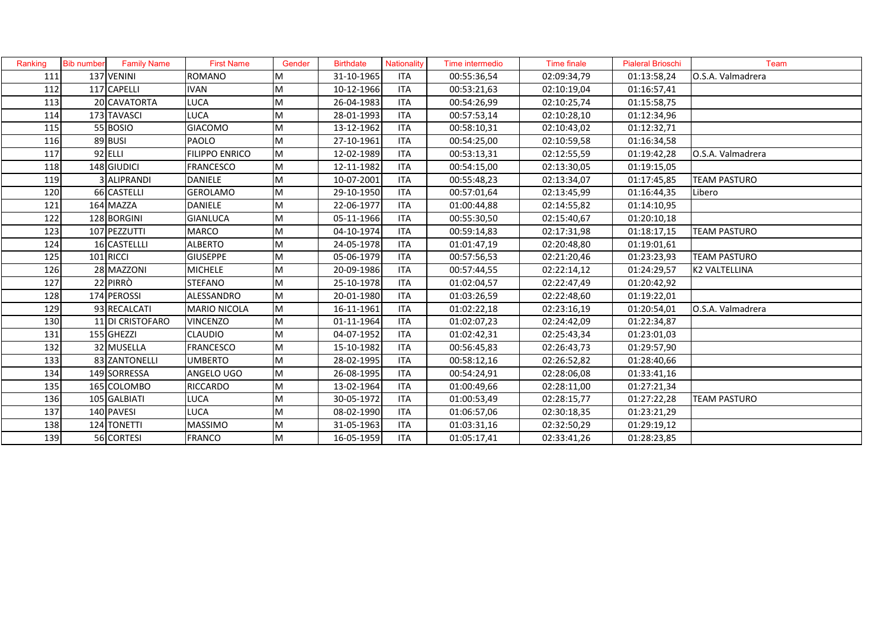| Ranking | Bib number | Family Name | First Name | Gender | Birthdate | Nationality | Time intermedio | Time finale | Pialeral Brioschi | Team |
|---|---|---|---|---|---|---|---|---|---|---|
| 111 | 137 | VENINI | ROMANO | M | 31-10-1965 | ITA | 00:55:36,54 | 02:09:34,79 | 01:13:58,24 | O.S.A. Valmadrera |
| 112 | 117 | CAPELLI | IVAN | M | 10-12-1966 | ITA | 00:53:21,63 | 02:10:19,04 | 01:16:57,41 | |
| 113 | 20 | CAVATORTA | LUCA | M | 26-04-1983 | ITA | 00:54:26,99 | 02:10:25,74 | 01:15:58,75 | |
| 114 | 173 | TAVASCI | LUCA | M | 28-01-1993 | ITA | 00:57:53,14 | 02:10:28,10 | 01:12:34,96 | |
| 115 | 55 | BOSIO | GIACOMO | M | 13-12-1962 | ITA | 00:58:10,31 | 02:10:43,02 | 01:12:32,71 | |
| 116 | 89 | BUSI | PAOLO | M | 27-10-1961 | ITA | 00:54:25,00 | 02:10:59,58 | 01:16:34,58 | |
| 117 | 92 | ELLI | FILIPPO ENRICO | M | 12-02-1989 | ITA | 00:53:13,31 | 02:12:55,59 | 01:19:42,28 | O.S.A. Valmadrera |
| 118 | 148 | GIUDICI | FRANCESCO | M | 12-11-1982 | ITA | 00:54:15,00 | 02:13:30,05 | 01:19:15,05 | |
| 119 | 3 | ALIPRANDI | DANIELE | M | 10-07-2001 | ITA | 00:55:48,23 | 02:13:34,07 | 01:17:45,85 | TEAM PASTURO |
| 120 | 66 | CASTELLI | GEROLAMO | M | 29-10-1950 | ITA | 00:57:01,64 | 02:13:45,99 | 01:16:44,35 | Libero |
| 121 | 164 | MAZZA | DANIELE | M | 22-06-1977 | ITA | 01:00:44,88 | 02:14:55,82 | 01:14:10,95 | |
| 122 | 128 | BORGINI | GIANLUCA | M | 05-11-1966 | ITA | 00:55:30,50 | 02:15:40,67 | 01:20:10,18 | |
| 123 | 107 | PEZZUTTI | MARCO | M | 04-10-1974 | ITA | 00:59:14,83 | 02:17:31,98 | 01:18:17,15 | TEAM PASTURO |
| 124 | 16 | CASTELLLI | ALBERTO | M | 24-05-1978 | ITA | 01:01:47,19 | 02:20:48,80 | 01:19:01,61 | |
| 125 | 101 | RICCI | GIUSEPPE | M | 05-06-1979 | ITA | 00:57:56,53 | 02:21:20,46 | 01:23:23,93 | TEAM PASTURO |
| 126 | 28 | MAZZONI | MICHELE | M | 20-09-1986 | ITA | 00:57:44,55 | 02:22:14,12 | 01:24:29,57 | K2 VALTELLINA |
| 127 | 22 | PIRRÒ | STEFANO | M | 25-10-1978 | ITA | 01:02:04,57 | 02:22:47,49 | 01:20:42,92 | |
| 128 | 174 | PEROSSI | ALESSANDRO | M | 20-01-1980 | ITA | 01:03:26,59 | 02:22:48,60 | 01:19:22,01 | |
| 129 | 93 | RECALCATI | MARIO NICOLA | M | 16-11-1961 | ITA | 01:02:22,18 | 02:23:16,19 | 01:20:54,01 | O.S.A. Valmadrera |
| 130 | 11 | DI CRISTOFARO | VINCENZO | M | 01-11-1964 | ITA | 01:02:07,23 | 02:24:42,09 | 01:22:34,87 | |
| 131 | 155 | GHEZZI | CLAUDIO | M | 04-07-1952 | ITA | 01:02:42,31 | 02:25:43,34 | 01:23:01,03 | |
| 132 | 32 | MUSELLA | FRANCESCO | M | 15-10-1982 | ITA | 00:56:45,83 | 02:26:43,73 | 01:29:57,90 | |
| 133 | 83 | ZANTONELLI | UMBERTO | M | 28-02-1995 | ITA | 00:58:12,16 | 02:26:52,82 | 01:28:40,66 | |
| 134 | 149 | SORRESSA | ANGELO UGO | M | 26-08-1995 | ITA | 00:54:24,91 | 02:28:06,08 | 01:33:41,16 | |
| 135 | 165 | COLOMBO | RICCARDO | M | 13-02-1964 | ITA | 01:00:49,66 | 02:28:11,00 | 01:27:21,34 | |
| 136 | 105 | GALBIATI | LUCA | M | 30-05-1972 | ITA | 01:00:53,49 | 02:28:15,77 | 01:27:22,28 | TEAM PASTURO |
| 137 | 140 | PAVESI | LUCA | M | 08-02-1990 | ITA | 01:06:57,06 | 02:30:18,35 | 01:23:21,29 | |
| 138 | 124 | TONETTI | MASSIMO | M | 31-05-1963 | ITA | 01:03:31,16 | 02:32:50,29 | 01:29:19,12 | |
| 139 | 56 | CORTESI | FRANCO | M | 16-05-1959 | ITA | 01:05:17,41 | 02:33:41,26 | 01:28:23,85 | |